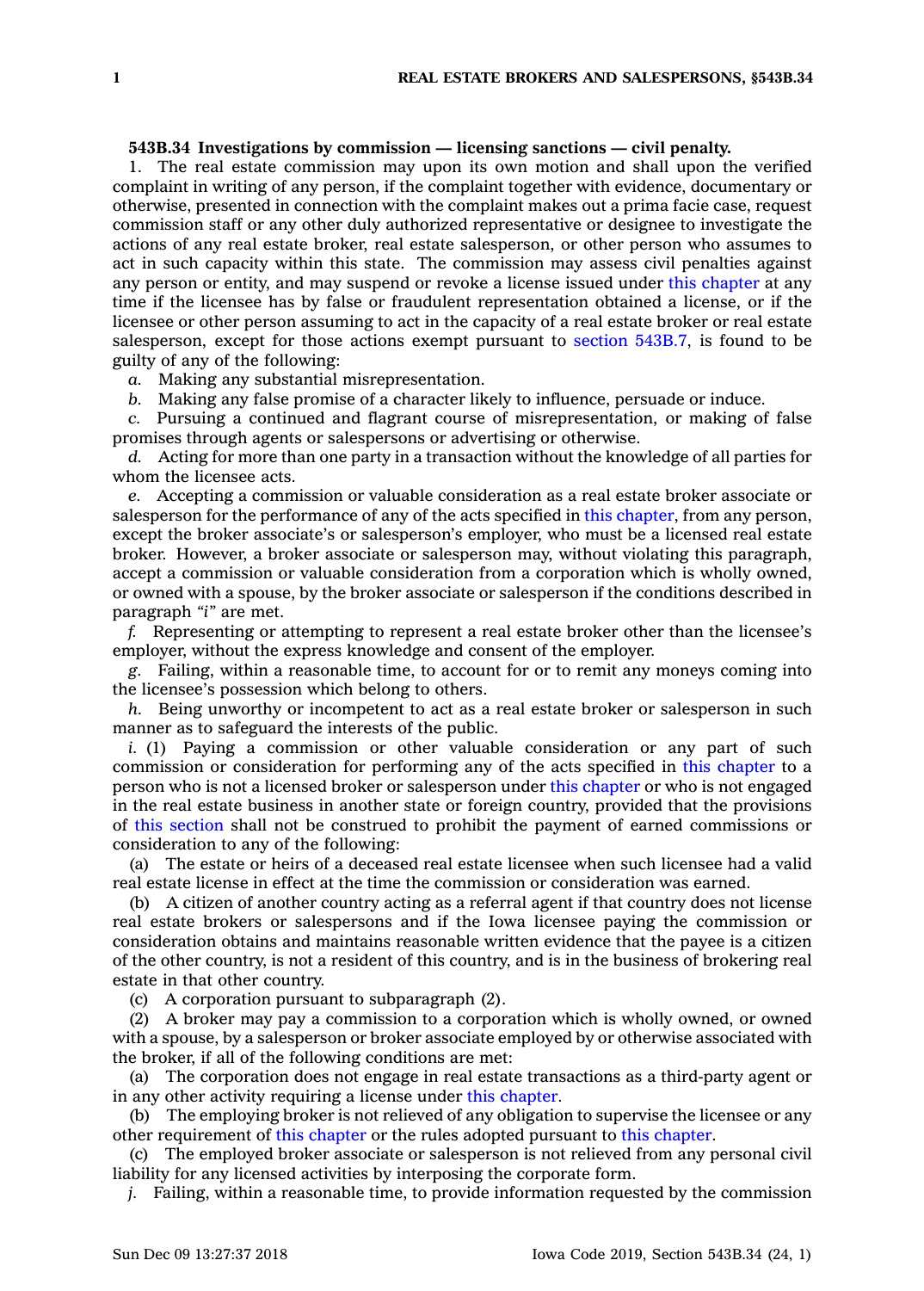**543B.34 Investigations by commission — licensing sanctions — civil penalty.**

1. The real estate commission may upon its own motion and shall upon the verified complaint in writing of any person, if the complaint together with evidence, documentary or otherwise, presented in connection with the complaint makes out a prima facie case, request commission staff or any other duly authorized representative or designee to investigate the actions of any real estate broker, real estate salesperson, or other person who assumes to act in such capacity within this state. The commission may assess civil penalties against any person or entity, and may suspend or revoke a license issued under this chapter at any time if the licensee has by false or fraudulent representation obtained a license, or if the licensee or other person assuming to act in the capacity of a real estate broker or real estate salesperson, except for those actions exempt pursuant to section 543B.7, is found to be guilty of any of the following:

*a.* Making any substantial misrepresentation.

*b.* Making any false promise of a character likely to influence, persuade or induce.

*c.* Pursuing a continued and flagrant course of misrepresentation, or making of false promises through agents or salespersons or advertising or otherwise.

*d.* Acting for more than one party in a transaction without the knowledge of all parties for whom the licensee acts.

*e.* Accepting a commission or valuable consideration as a real estate broker associate or salesperson for the performance of any of the acts specified in this chapter, from any person, except the broker associate's or salesperson's employer, who must be a licensed real estate broker. However, a broker associate or salesperson may, without violating this paragraph, accept a commission or valuable consideration from a corporation which is wholly owned, or owned with a spouse, by the broker associate or salesperson if the conditions described in paragraph *"i"* are met.

*f.* Representing or attempting to represent a real estate broker other than the licensee's employer, without the express knowledge and consent of the employer.

*g.* Failing, within a reasonable time, to account for or to remit any moneys coming into the licensee's possession which belong to others.

*h.* Being unworthy or incompetent to act as a real estate broker or salesperson in such manner as to safeguard the interests of the public.

*i.* (1) Paying a commission or other valuable consideration or any part of such commission or consideration for performing any of the acts specified in this chapter to a person who is not a licensed broker or salesperson under this chapter or who is not engaged in the real estate business in another state or foreign country, provided that the provisions of this section shall not be construed to prohibit the payment of earned commissions or consideration to any of the following:

(a) The estate or heirs of a deceased real estate licensee when such licensee had a valid real estate license in effect at the time the commission or consideration was earned.

(b) A citizen of another country acting as a referral agent if that country does not license real estate brokers or salespersons and if the Iowa licensee paying the commission or consideration obtains and maintains reasonable written evidence that the payee is a citizen of the other country, is not a resident of this country, and is in the business of brokering real estate in that other country.

(c) A corporation pursuant to subparagraph (2).

(2) A broker may pay a commission to a corporation which is wholly owned, or owned with a spouse, by a salesperson or broker associate employed by or otherwise associated with the broker, if all of the following conditions are met:

(a) The corporation does not engage in real estate transactions as a third-party agent or in any other activity requiring a license under this chapter.

(b) The employing broker is not relieved of any obligation to supervise the licensee or any other requirement of this chapter or the rules adopted pursuant to this chapter.

(c) The employed broker associate or salesperson is not relieved from any personal civil liability for any licensed activities by interposing the corporate form.

*j.* Failing, within a reasonable time, to provide information requested by the commission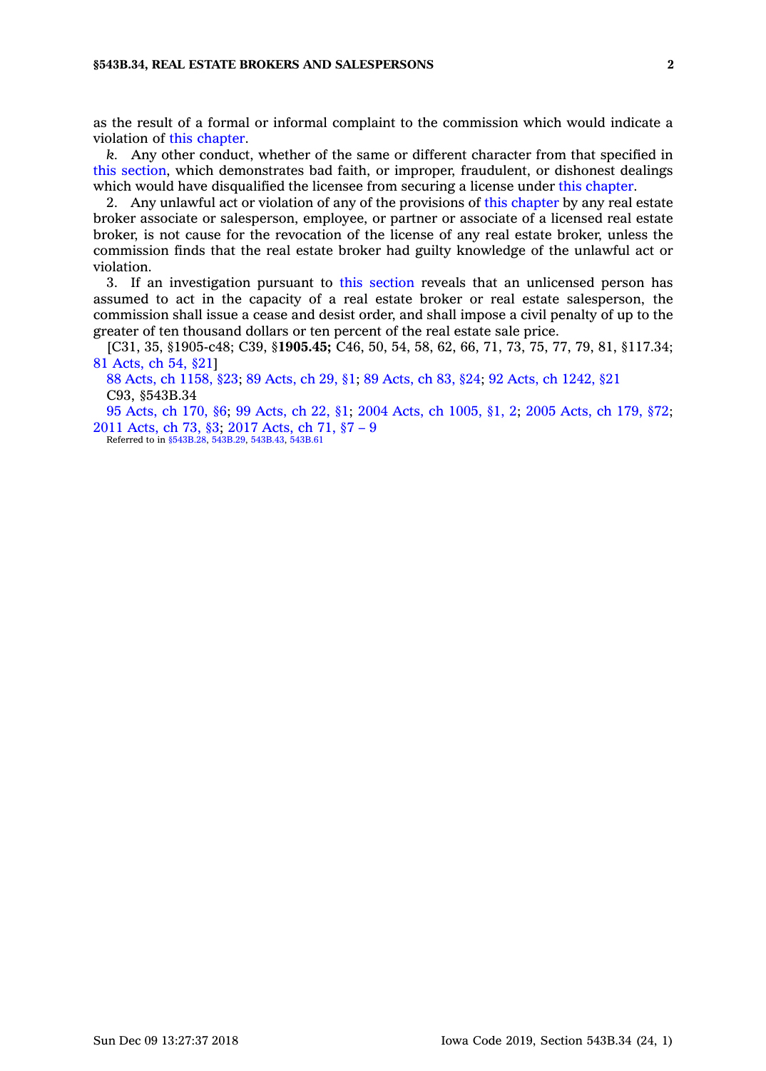as the result of a formal or informal complaint to the commission which would indicate a violation of this chapter.

*k.* Any other conduct, whether of the same or different character from that specified in this section, which demonstrates bad faith, or improper, fraudulent, or dishonest dealings which would have disqualified the licensee from securing a license under this chapter.

2. Any unlawful act or violation of any of the provisions of this chapter by any real estate broker associate or salesperson, employee, or partner or associate of a licensed real estate broker, is not cause for the revocation of the license of any real estate broker, unless the commission finds that the real estate broker had guilty knowledge of the unlawful act or violation.

3. If an investigation pursuant to this section reveals that an unlicensed person has assumed to act in the capacity of a real estate broker or real estate salesperson, the commission shall issue a cease and desist order, and shall impose a civil penalty of up to the greater of ten thousand dollars or ten percent of the real estate sale price.

[C31, 35, §1905-c48; C39, §**1905.45;** C46, 50, 54, 58, 62, 66, 71, 73, 75, 77, 79, 81, §117.34; 81 Acts, ch 54, §21]

88 Acts, ch 1158, §23; 89 Acts, ch 29, §1; 89 Acts, ch 83, §24; 92 Acts, ch 1242, §21

C93, §543B.34

95 Acts, ch 170, §6; 99 Acts, ch 22, §1; 2004 Acts, ch 1005, §1, 2; 2005 Acts, ch 179, §72; 2011 Acts, ch 73, §3; 2017 Acts, ch 71, §7 – 9

Referred to in §543B.28, 543B.29, 543B.43, 543B.61